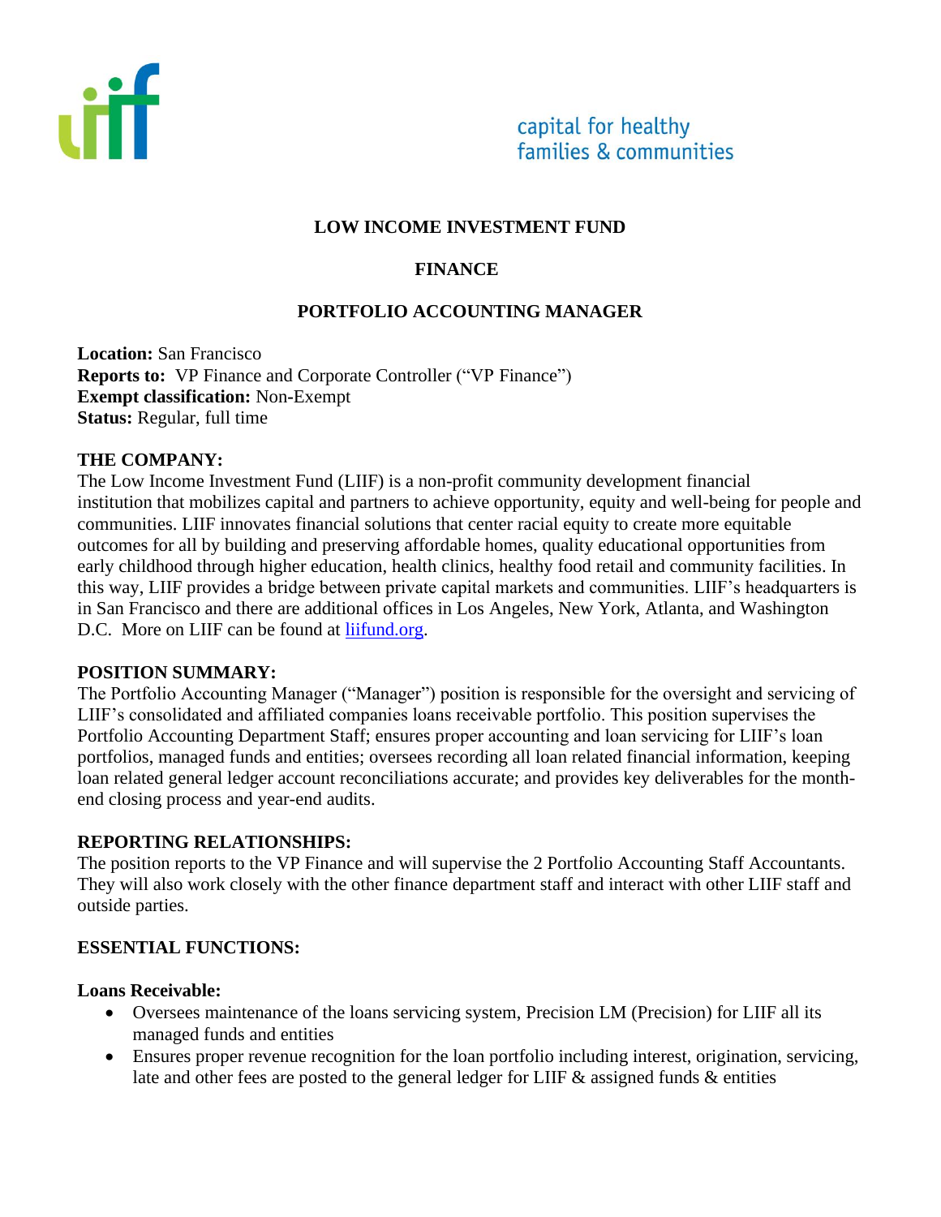capital for healthy families & communities

**LOW INCOME INVESTMENT FUND**

**FINANCE**

**PORTFOLIO ACCOUNTING MANAGER**

**Location:** San Francisco
**Reports to:** VP Finance and Corporate Controller ("VP Finance")
**Exempt classification:** Non-Exempt
**Status:** Regular, full time

**THE COMPANY:**
The Low Income Investment Fund (LIIF) is a non-profit community development financial institution that mobilizes capital and partners to achieve opportunity, equity and well-being for people and communities. LIIF innovates financial solutions that center racial equity to create more equitable outcomes for all by building and preserving affordable homes, quality educational opportunities from early childhood through higher education, health clinics, healthy food retail and community facilities. In this way, LIIF provides a bridge between private capital markets and communities. LIIF's headquarters is in San Francisco and there are additional offices in Los Angeles, New York, Atlanta, and Washington D.C. More on LIIF can be found at liifund.org.

**POSITION SUMMARY:**
The Portfolio Accounting Manager ("Manager") position is responsible for the oversight and servicing of LIIF's consolidated and affiliated companies loans receivable portfolio. This position supervises the Portfolio Accounting Department Staff; ensures proper accounting and loan servicing for LIIF's loan portfolios, managed funds and entities; oversees recording all loan related financial information, keeping loan related general ledger account reconciliations accurate; and provides key deliverables for the month-end closing process and year-end audits.

**REPORTING RELATIONSHIPS:**
The position reports to the VP Finance and will supervise the 2 Portfolio Accounting Staff Accountants. They will also work closely with the other finance department staff and interact with other LIIF staff and outside parties.

**ESSENTIAL FUNCTIONS:**

**Loans Receivable:**

- Oversees maintenance of the loans servicing system, Precision LM (Precision) for LIIF all its managed funds and entities
- Ensures proper revenue recognition for the loan portfolio including interest, origination, servicing, late and other fees are posted to the general ledger for LIIF & assigned funds & entities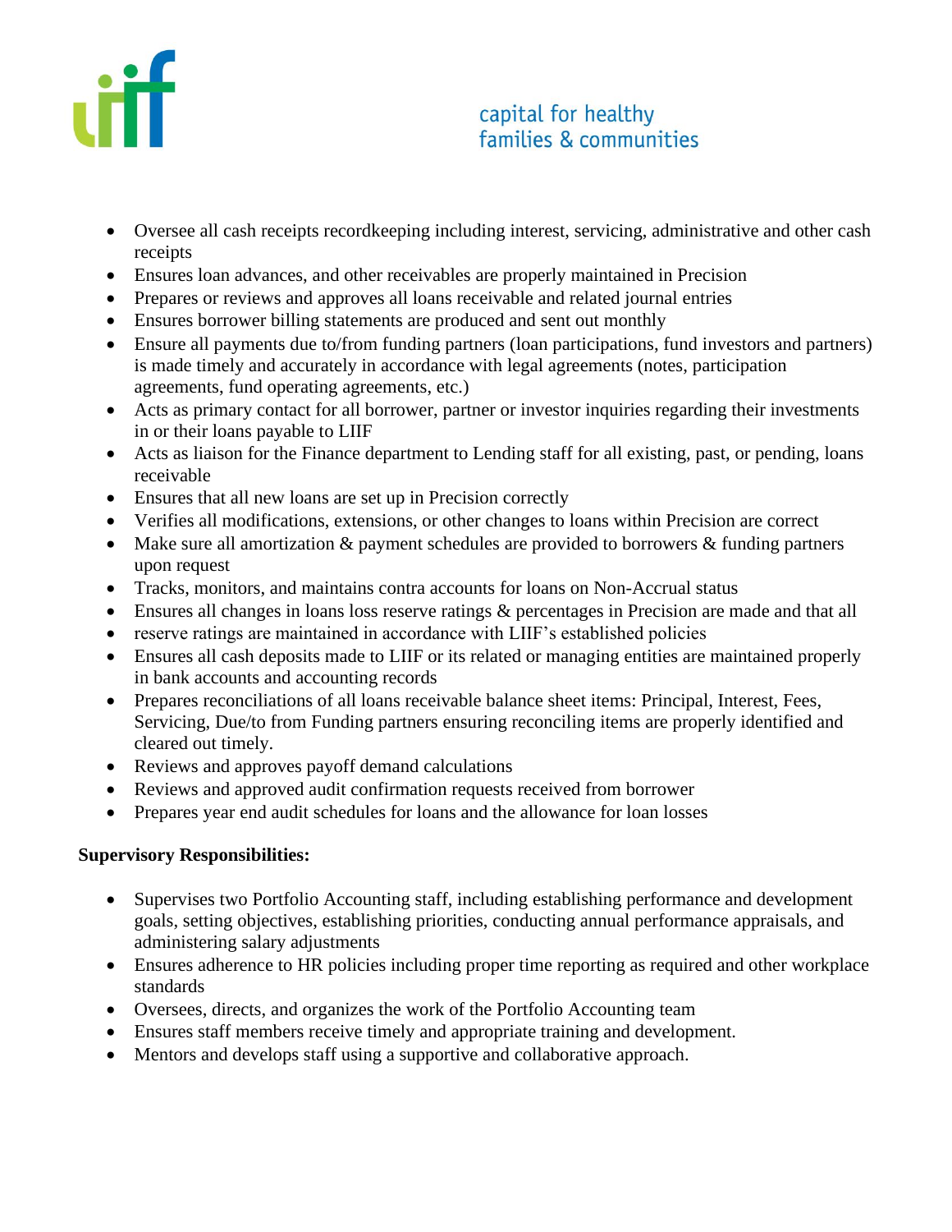- Oversee all cash receipts recordkeeping including interest, servicing, administrative and other cash receipts
- Ensures loan advances, and other receivables are properly maintained in Precision
- Prepares or reviews and approves all loans receivable and related journal entries
- Ensures borrower billing statements are produced and sent out monthly
- Ensure all payments due to/from funding partners (loan participations, fund investors and partners) is made timely and accurately in accordance with legal agreements (notes, participation agreements, fund operating agreements, etc.)
- Acts as primary contact for all borrower, partner or investor inquiries regarding their investments in or their loans payable to LIIF
- Acts as liaison for the Finance department to Lending staff for all existing, past, or pending, loans receivable
- Ensures that all new loans are set up in Precision correctly
- Verifies all modifications, extensions, or other changes to loans within Precision are correct
- Make sure all amortization & payment schedules are provided to borrowers & funding partners upon request
- Tracks, monitors, and maintains contra accounts for loans on Non-Accrual status
- Ensures all changes in loans loss reserve ratings & percentages in Precision are made and that all
- reserve ratings are maintained in accordance with LIIF's established policies
- Ensures all cash deposits made to LIIF or its related or managing entities are maintained properly in bank accounts and accounting records
- Prepares reconciliations of all loans receivable balance sheet items: Principal, Interest, Fees, Servicing, Due/to from Funding partners ensuring reconciling items are properly identified and cleared out timely.
- Reviews and approves payoff demand calculations
- Reviews and approved audit confirmation requests received from borrower
- Prepares year end audit schedules for loans and the allowance for loan losses

**Supervisory Responsibilities:**

- Supervises two Portfolio Accounting staff, including establishing performance and development goals, setting objectives, establishing priorities, conducting annual performance appraisals, and administering salary adjustments
- Ensures adherence to HR policies including proper time reporting as required and other workplace standards
- Oversees, directs, and organizes the work of the Portfolio Accounting team
- Ensures staff members receive timely and appropriate training and development.
- Mentors and develops staff using a supportive and collaborative approach.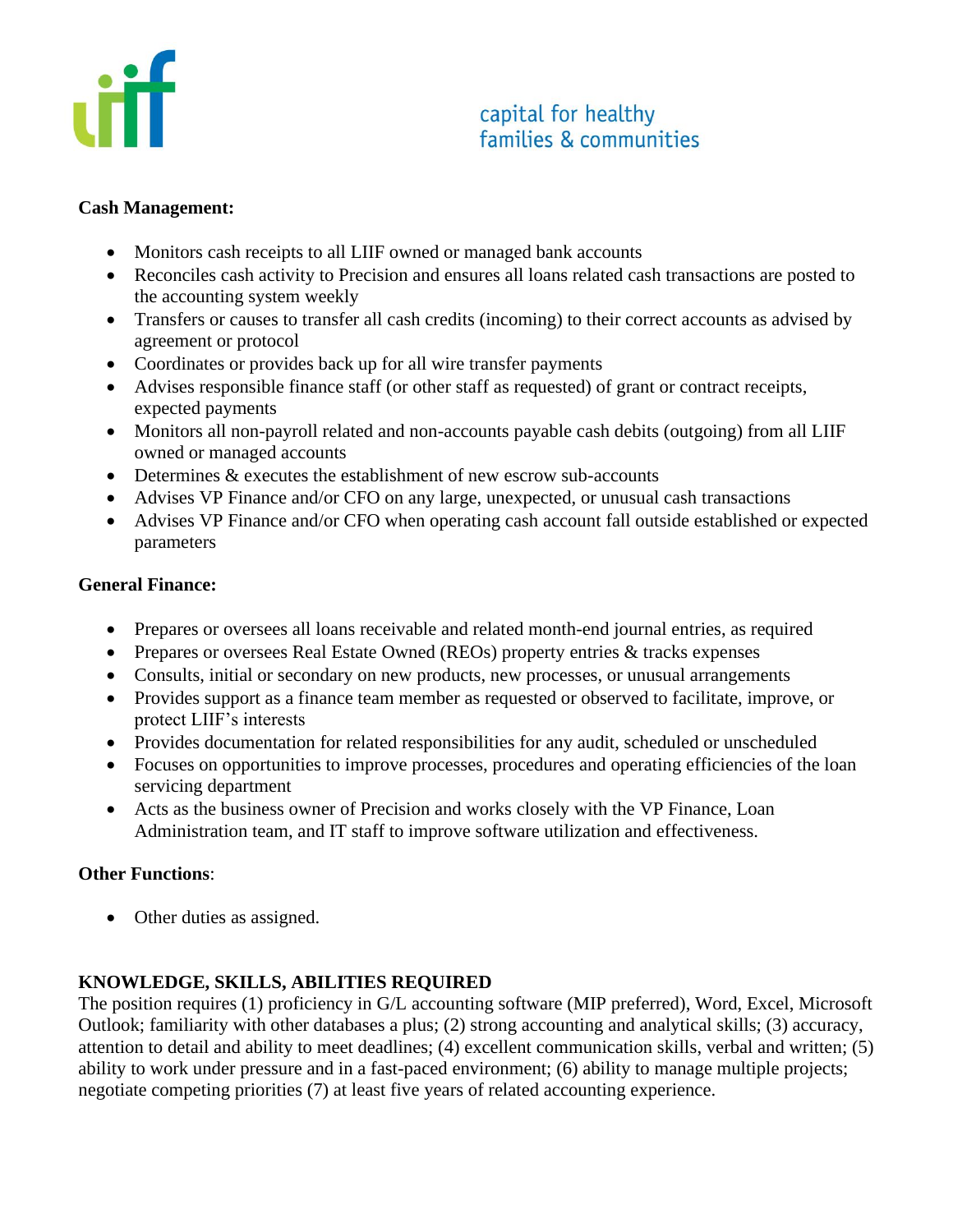**Cash Management:**

- Monitors cash receipts to all LIIF owned or managed bank accounts
- Reconciles cash activity to Precision and ensures all loans related cash transactions are posted to the accounting system weekly
- Transfers or causes to transfer all cash credits (incoming) to their correct accounts as advised by agreement or protocol
- Coordinates or provides back up for all wire transfer payments
- Advises responsible finance staff (or other staff as requested) of grant or contract receipts, expected payments
- Monitors all non-payroll related and non-accounts payable cash debits (outgoing) from all LIIF owned or managed accounts
- Determines & executes the establishment of new escrow sub-accounts
- Advises VP Finance and/or CFO on any large, unexpected, or unusual cash transactions
- Advises VP Finance and/or CFO when operating cash account fall outside established or expected parameters

**General Finance:**

- Prepares or oversees all loans receivable and related month-end journal entries, as required
- Prepares or oversees Real Estate Owned (REOs) property entries & tracks expenses
- Consults, initial or secondary on new products, new processes, or unusual arrangements
- Provides support as a finance team member as requested or observed to facilitate, improve, or protect LIIF's interests
- Provides documentation for related responsibilities for any audit, scheduled or unscheduled
- Focuses on opportunities to improve processes, procedures and operating efficiencies of the loan servicing department
- Acts as the business owner of Precision and works closely with the VP Finance, Loan Administration team, and IT staff to improve software utilization and effectiveness.

**Other Functions**:

- Other duties as assigned.

**KNOWLEDGE, SKILLS, ABILITIES REQUIRED**

The position requires (1) proficiency in G/L accounting software (MIP preferred), Word, Excel, Microsoft Outlook; familiarity with other databases a plus; (2) strong accounting and analytical skills; (3) accuracy, attention to detail and ability to meet deadlines; (4) excellent communication skills, verbal and written; (5) ability to work under pressure and in a fast-paced environment; (6) ability to manage multiple projects; negotiate competing priorities (7) at least five years of related accounting experience.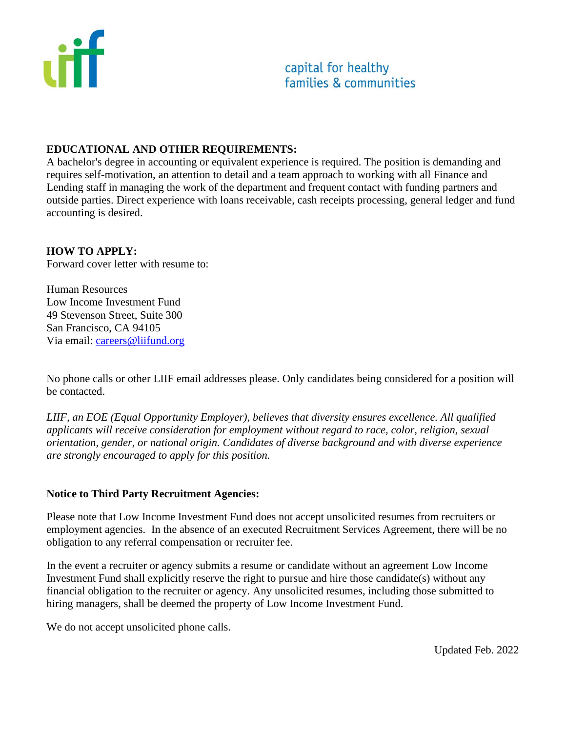**EDUCATIONAL AND OTHER REQUIREMENTS:**
A bachelor's degree in accounting or equivalent experience is required. The position is demanding and requires self-motivation, an attention to detail and a team approach to working with all Finance and Lending staff in managing the work of the department and frequent contact with funding partners and outside parties. Direct experience with loans receivable, cash receipts processing, general ledger and fund accounting is desired.

**HOW TO APPLY:**
Forward cover letter with resume to:

Human Resources
Low Income Investment Fund
49 Stevenson Street, Suite 300
San Francisco, CA 94105
Via email: careers@liifund.org

No phone calls or other LIIF email addresses please. Only candidates being considered for a position will be contacted.

*LIIF, an EOE (Equal Opportunity Employer), believes that diversity ensures excellence. All qualified applicants will receive consideration for employment without regard to race, color, religion, sexual orientation, gender, or national origin. Candidates of diverse background and with diverse experience are strongly encouraged to apply for this position.*

**Notice to Third Party Recruitment Agencies:**

Please note that Low Income Investment Fund does not accept unsolicited resumes from recruiters or employment agencies. In the absence of an executed Recruitment Services Agreement, there will be no obligation to any referral compensation or recruiter fee.

In the event a recruiter or agency submits a resume or candidate without an agreement Low Income Investment Fund shall explicitly reserve the right to pursue and hire those candidate(s) without any financial obligation to the recruiter or agency. Any unsolicited resumes, including those submitted to hiring managers, shall be deemed the property of Low Income Investment Fund.

We do not accept unsolicited phone calls.

Updated Feb. 2022